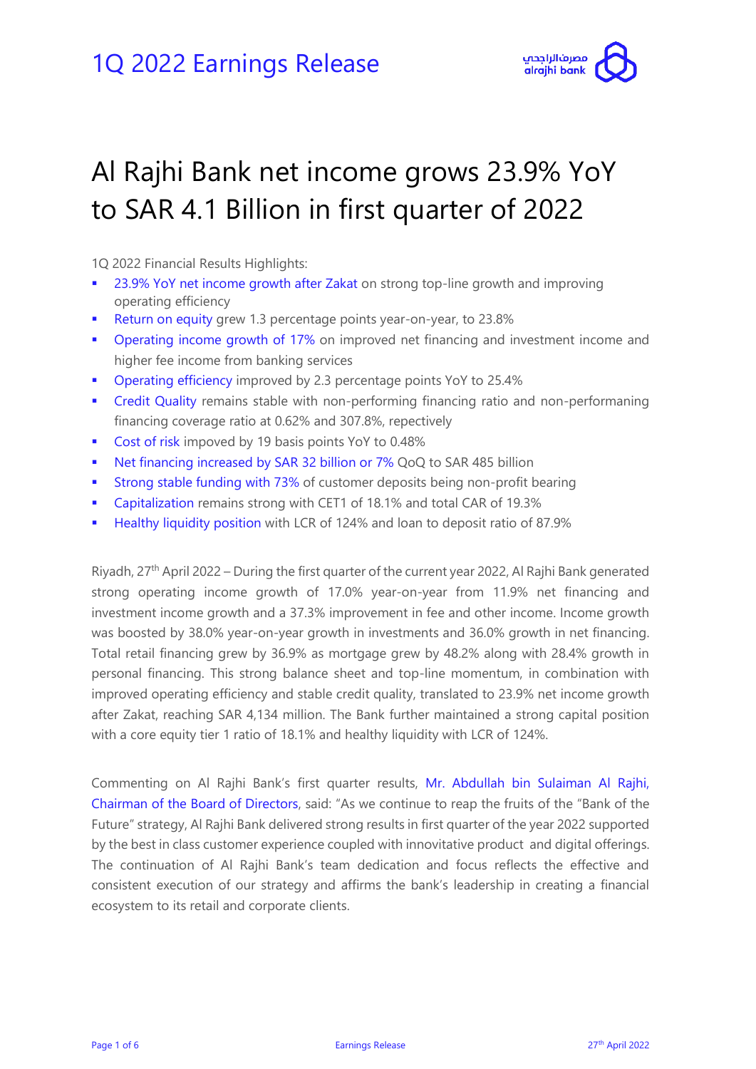# 1Q 2022 Earnings Release

# Al Rajhi Bank net income grows 23.9% YoY to SAR 4.1 Billion in first quarter of 2022

1Q 2022 Financial Results Highlights:

- 23.9% YoY net income growth after Zakat on strong top-line growth and improving operating efficiency
- Return on equity grew 1.3 percentage points year-on-year, to 23.8%
- Operating income growth of 17% on improved net financing and investment income and higher fee income from banking services
- Operating efficiency improved by 2.3 percentage points YoY to 25.4%
- Credit Quality remains stable with non-performing financing ratio and non-performaning financing coverage ratio at 0.62% and 307.8%, repectively
- Cost of risk impoved by 19 basis points YoY to 0.48%
- Net financing increased by SAR 32 billion or 7% QoQ to SAR 485 billion
- Strong stable funding with 73% of customer deposits being non-profit bearing
- Capitalization remains strong with CET1 of 18.1% and total CAR of 19.3%
- Healthy liquidity position with LCR of 124% and loan to deposit ratio of 87.9%

Riyadh, 27th April 2022 – During the first quarter of the current year 2022, Al Rajhi Bank generated strong operating income growth of 17.0% year-on-year from 11.9% net financing and investment income growth and a 37.3% improvement in fee and other income. Income growth was boosted by 38.0% year-on-year growth in investments and 36.0% growth in net financing. Total retail financing grew by 36.9% as mortgage grew by 48.2% along with 28.4% growth in personal financing. This strong balance sheet and top-line momentum, in combination with improved operating efficiency and stable credit quality, translated to 23.9% net income growth after Zakat, reaching SAR 4,134 million. The Bank further maintained a strong capital position with a core equity tier 1 ratio of 18.1% and healthy liquidity with LCR of 124%.

Commenting on Al Rajhi Bank's first quarter results, Mr. Abdullah bin Sulaiman Al Rajhi, Chairman of the Board of Directors, said: "As we continue to reap the fruits of the "Bank of the Future" strategy, Al Rajhi Bank delivered strong results in first quarter of the year 2022 supported by the best in class customer experience coupled with innovitative product and digital offerings. The continuation of Al Rajhi Bank's team dedication and focus reflects the effective and consistent execution of our strategy and affirms the bank's leadership in creating a financial ecosystem to its retail and corporate clients.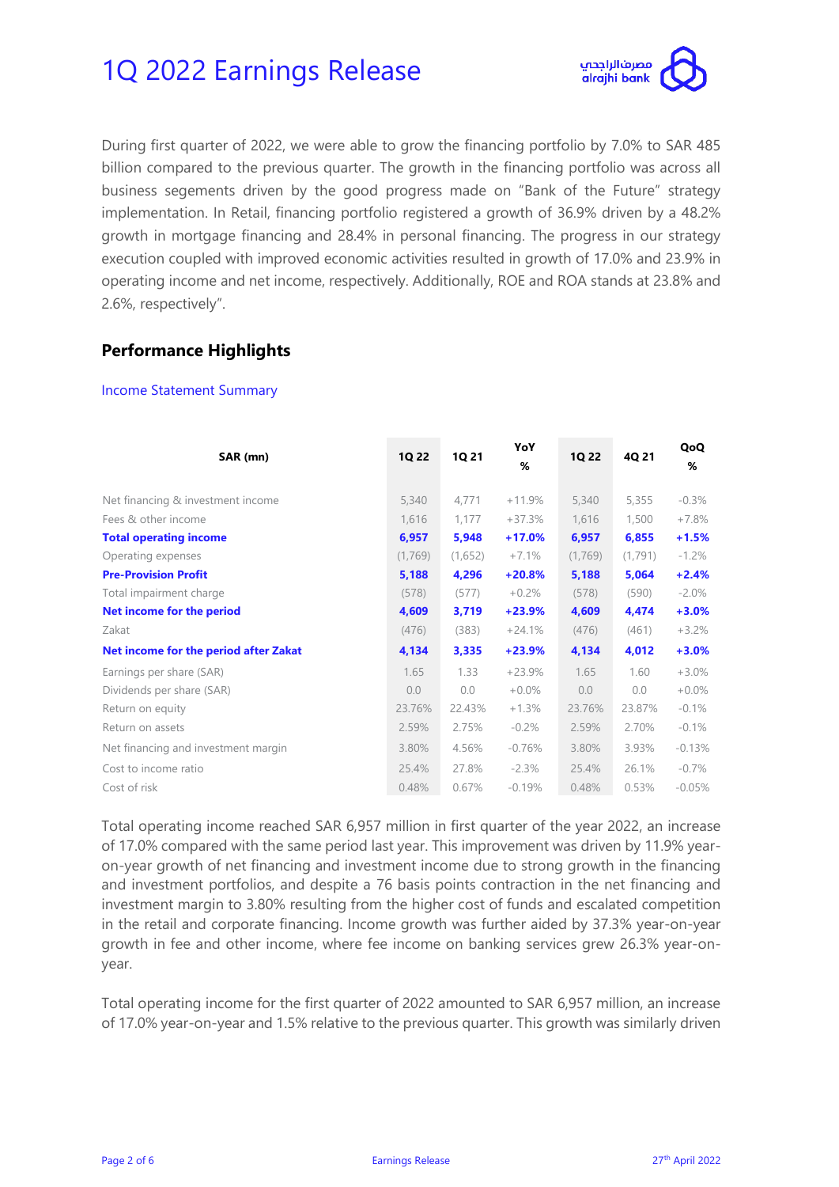# 1Q 2022 Earnings Release

During first quarter of 2022, we were able to grow the financing portfolio by 7.0% to SAR 485 billion compared to the previous quarter. The growth in the financing portfolio was across all business segements driven by the good progress made on "Bank of the Future" strategy implementation. In Retail, financing portfolio registered a growth of 36.9% driven by a 48.2% growth in mortgage financing and 28.4% in personal financing. The progress in our strategy execution coupled with improved economic activities resulted in growth of 17.0% and 23.9% in operating income and net income, respectively. Additionally, ROE and ROA stands at 23.8% and 2.6%, respectively".

## Performance Highlights

### Income Statement Summary

| SAR (mn) | 1Q 22 | 1Q 21 | YoY % | 1Q 22 | 4Q 21 | QoQ % |
|---|---|---|---|---|---|---|
| Net financing & investment income | 5,340 | 4,771 | +11.9% | 5,340 | 5,355 | -0.3% |
| Fees & other income | 1,616 | 1,177 | +37.3% | 1,616 | 1,500 | +7.8% |
| **Total operating income** | **6,957** | **5,948** | **+17.0%** | **6,957** | **6,855** | **+1.5%** |
| Operating expenses | (1,769) | (1,652) | +7.1% | (1,769) | (1,791) | -1.2% |
| **Pre-Provision Profit** | **5,188** | **4,296** | **+20.8%** | **5,188** | **5,064** | **+2.4%** |
| Total impairment charge | (578) | (577) | +0.2% | (578) | (590) | -2.0% |
| **Net income for the period** | **4,609** | **3,719** | **+23.9%** | **4,609** | **4,474** | **+3.0%** |
| Zakat | (476) | (383) | +24.1% | (476) | (461) | +3.2% |
| **Net income for the period after Zakat** | **4,134** | **3,335** | **+23.9%** | **4,134** | **4,012** | **+3.0%** |
| Earnings per share (SAR) | 1.65 | 1.33 | +23.9% | 1.65 | 1.60 | +3.0% |
| Dividends per share (SAR) | 0.0 | 0.0 | +0.0% | 0.0 | 0.0 | +0.0% |
| Return on equity | 23.76% | 22.43% | +1.3% | 23.76% | 23.87% | -0.1% |
| Return on assets | 2.59% | 2.75% | -0.2% | 2.59% | 2.70% | -0.1% |
| Net financing and investment margin | 3.80% | 4.56% | -0.76% | 3.80% | 3.93% | -0.13% |
| Cost to income ratio | 25.4% | 27.8% | -2.3% | 25.4% | 26.1% | -0.7% |
| Cost of risk | 0.48% | 0.67% | -0.19% | 0.48% | 0.53% | -0.05% |

Total operating income reached SAR 6,957 million in first quarter of the year 2022, an increase of 17.0% compared with the same period last year. This improvement was driven by 11.9% year-on-year growth of net financing and investment income due to strong growth in the financing and investment portfolios, and despite a 76 basis points contraction in the net financing and investment margin to 3.80% resulting from the higher cost of funds and escalated competition in the retail and corporate financing. Income growth was further aided by 37.3% year-on-year growth in fee and other income, where fee income on banking services grew 26.3% year-on-year.

Total operating income for the first quarter of 2022 amounted to SAR 6,957 million, an increase of 17.0% year-on-year and 1.5% relative to the previous quarter. This growth was similarly driven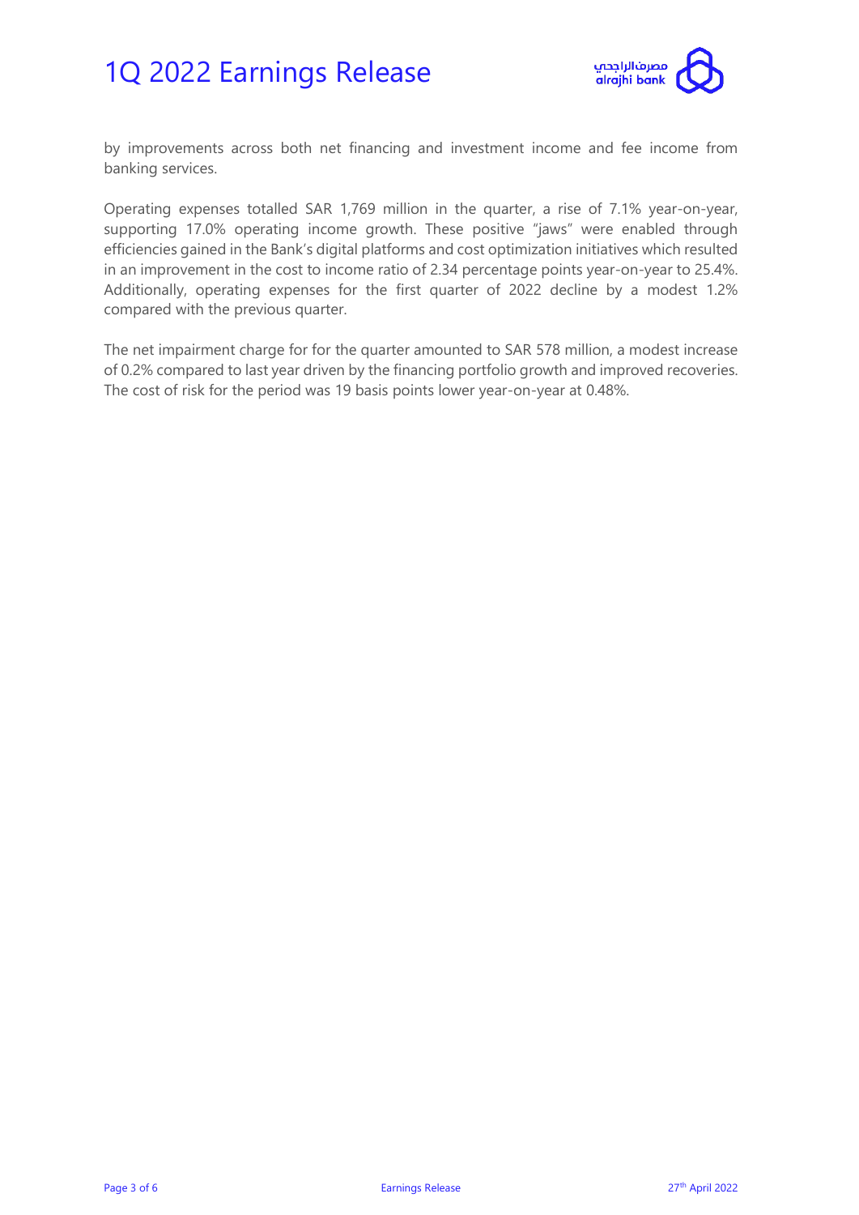by improvements across both net financing and investment income and fee income from banking services.

Operating expenses totalled SAR 1,769 million in the quarter, a rise of 7.1% year-on-year, supporting 17.0% operating income growth. These positive "jaws" were enabled through efficiencies gained in the Bank's digital platforms and cost optimization initiatives which resulted in an improvement in the cost to income ratio of 2.34 percentage points year-on-year to 25.4%. Additionally, operating expenses for the first quarter of 2022 decline by a modest 1.2% compared with the previous quarter.

The net impairment charge for for the quarter amounted to SAR 578 million, a modest increase of 0.2% compared to last year driven by the financing portfolio growth and improved recoveries. The cost of risk for the period was 19 basis points lower year-on-year at 0.48%.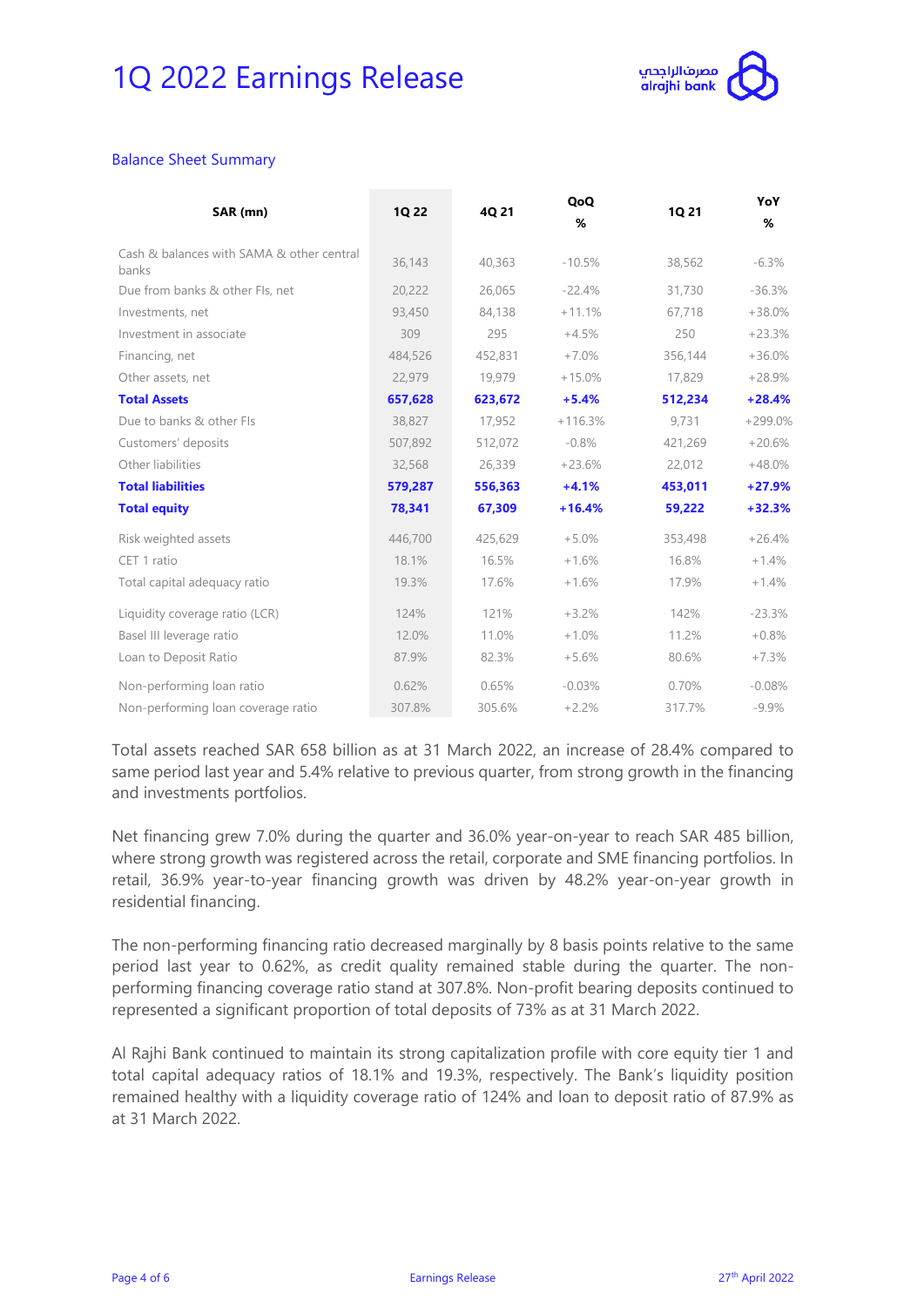# 1Q 2022 Earnings Release

## Balance Sheet Summary

| SAR (mn) | 1Q 22 | 4Q 21 | QoQ % | 1Q 21 | YoY % |
|---|---|---|---|---|---|
| Cash & balances with SAMA & other central banks | 36,143 | 40,363 | -10.5% | 38,562 | -6.3% |
| Due from banks & other FIs, net | 20,222 | 26,065 | -22.4% | 31,730 | -36.3% |
| Investments, net | 93,450 | 84,138 | +11.1% | 67,718 | +38.0% |
| Investment in associate | 309 | 295 | +4.5% | 250 | +23.3% |
| Financing, net | 484,526 | 452,831 | +7.0% | 356,144 | +36.0% |
| Other assets, net | 22,979 | 19,979 | +15.0% | 17,829 | +28.9% |
| **Total Assets** | **657,628** | **623,672** | **+5.4%** | **512,234** | **+28.4%** |
| Due to banks & other FIs | 38,827 | 17,952 | +116.3% | 9,731 | +299.0% |
| Customers' deposits | 507,892 | 512,072 | -0.8% | 421,269 | +20.6% |
| Other liabilities | 32,568 | 26,339 | +23.6% | 22,012 | +48.0% |
| **Total liabilities** | **579,287** | **556,363** | **+4.1%** | **453,011** | **+27.9%** |
| **Total equity** | **78,341** | **67,309** | **+16.4%** | **59,222** | **+32.3%** |
| Risk weighted assets | 446,700 | 425,629 | +5.0% | 353,498 | +26.4% |
| CET 1 ratio | 18.1% | 16.5% | +1.6% | 16.8% | +1.4% |
| Total capital adequacy ratio | 19.3% | 17.6% | +1.6% | 17.9% | +1.4% |
| Liquidity coverage ratio (LCR) | 124% | 121% | +3.2% | 142% | -23.3% |
| Basel III leverage ratio | 12.0% | 11.0% | +1.0% | 11.2% | +0.8% |
| Loan to Deposit Ratio | 87.9% | 82.3% | +5.6% | 80.6% | +7.3% |
| Non-performing loan ratio | 0.62% | 0.65% | -0.03% | 0.70% | -0.08% |
| Non-performing loan coverage ratio | 307.8% | 305.6% | +2.2% | 317.7% | -9.9% |

Total assets reached SAR 658 billion as at 31 March 2022, an increase of 28.4% compared to same period last year and 5.4% relative to previous quarter, from strong growth in the financing and investments portfolios.

Net financing grew 7.0% during the quarter and 36.0% year-on-year to reach SAR 485 billion, where strong growth was registered across the retail, corporate and SME financing portfolios. In retail, 36.9% year-to-year financing growth was driven by 48.2% year-on-year growth in residential financing.

The non-performing financing ratio decreased marginally by 8 basis points relative to the same period last year to 0.62%, as credit quality remained stable during the quarter. The non-performing financing coverage ratio stand at 307.8%. Non-profit bearing deposits continued to represented a significant proportion of total deposits of 73% as at 31 March 2022.

Al Rajhi Bank continued to maintain its strong capitalization profile with core equity tier 1 and total capital adequacy ratios of 18.1% and 19.3%, respectively. The Bank's liquidity position remained healthy with a liquidity coverage ratio of 124% and loan to deposit ratio of 87.9% as at 31 March 2022.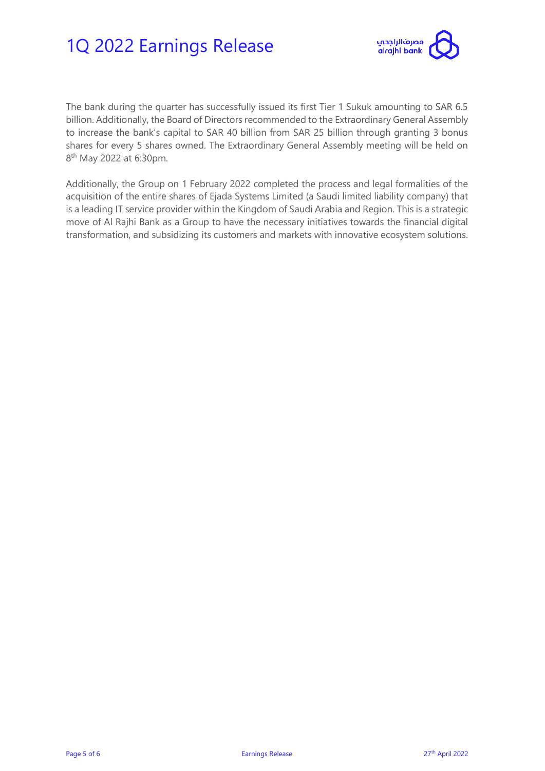The bank during the quarter has successfully issued its first Tier 1 Sukuk amounting to SAR 6.5 billion. Additionally, the Board of Directors recommended to the Extraordinary General Assembly to increase the bank's capital to SAR 40 billion from SAR 25 billion through granting 3 bonus shares for every 5 shares owned. The Extraordinary General Assembly meeting will be held on 8th May 2022 at 6:30pm.

Additionally, the Group on 1 February 2022 completed the process and legal formalities of the acquisition of the entire shares of Ejada Systems Limited (a Saudi limited liability company) that is a leading IT service provider within the Kingdom of Saudi Arabia and Region. This is a strategic move of Al Rajhi Bank as a Group to have the necessary initiatives towards the financial digital transformation, and subsidizing its customers and markets with innovative ecosystem solutions.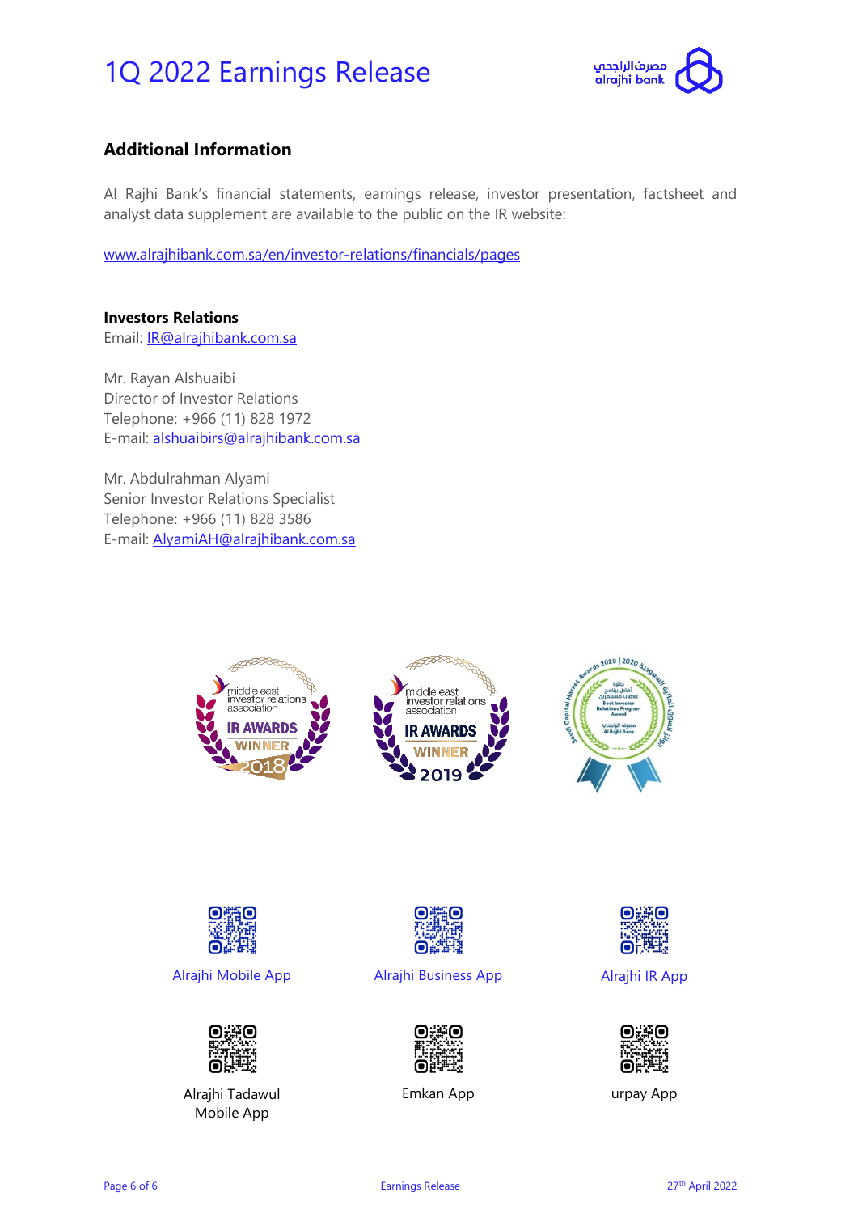## Additional Information

Al Rajhi Bank's financial statements, earnings release, investor presentation, factsheet and analyst data supplement are available to the public on the IR website:

www.alrajhibank.com.sa/en/investor-relations/financials/pages

**Investors Relations**
Email: IR@alrajhibank.com.sa

Mr. Rayan Alshuaibi
Director of Investor Relations
Telephone: +966 (11) 828 1972
E-mail: alshuaibirs@alrajhibank.com.sa

Mr. Abdulrahman Alyami
Senior Investor Relations Specialist
Telephone: +966 (11) 828 3586
E-mail: AlyamiAH@alrajhibank.com.sa

Alrajhi Mobile App

Alrajhi Business App

Alrajhi IR App

Alrajhi Tadawul Mobile App

Emkan App

urpay App